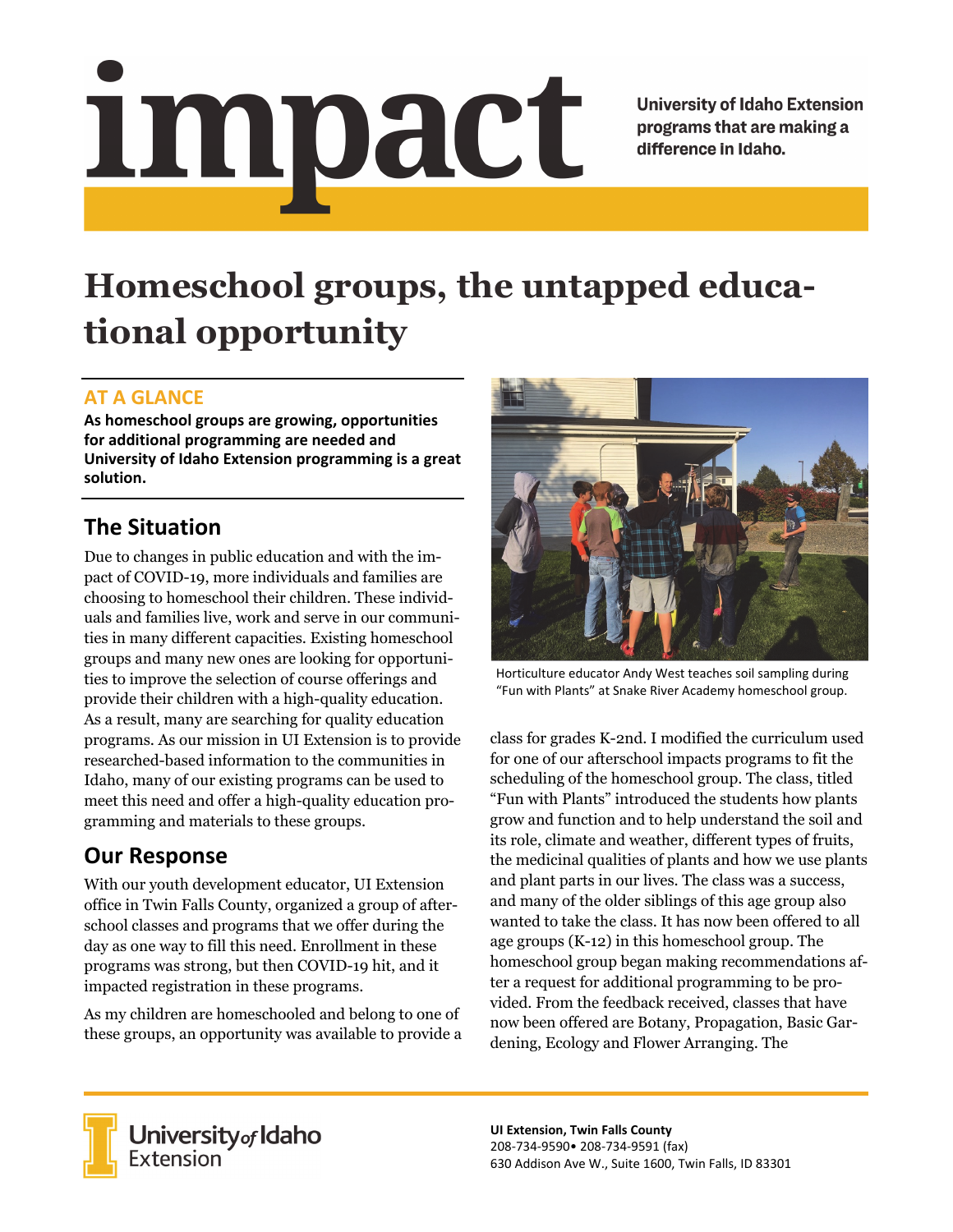# impact

University of Idaho Extension programs that are making a difference in Idaho.

# Homeschool groups, the untapped educational opportunity

## AT A GLANCE

**As homeschool groups are growing, opportunities for additional programming are needed and University of Idaho Extension programming is a great solution.**

## The Situation

Due to changes in public education and with the impact of COVID-19, more individuals and families are choosing to homeschool their children. These individuals and families live, work and serve in our communities in many different capacities. Existing homeschool groups and many new ones are looking for opportunities to improve the selection of course offerings and provide their children with a high-quality education. As a result, many are searching for quality education programs. As our mission in UI Extension is to provide researched-based information to the communities in Idaho, many of our existing programs can be used to meet this need and offer a high-quality education programming and materials to these groups.

## Our Response

With our youth development educator, UI Extension office in Twin Falls County, organized a group of afterschool classes and programs that we offer during the day as one way to fill this need. Enrollment in these programs was strong, but then COVID-19 hit, and it impacted registration in these programs.

As my children are homeschooled and belong to one of these groups, an opportunity was available to provide a class for grades K-2nd. I modified the curriculum used for one of our afterschool impacts programs to fit the scheduling of the homeschool group. The class, titled "Fun with Plants" introduced the students how plants grow and function and to help understand the soil and its role, climate and weather, different types of fruits, the medicinal qualities of plants and how we use plants and plant parts in our lives. The class was a success, and many of the older siblings of this age group also wanted to take the class. It has now been offered to all age groups (K-12) in this homeschool group. The homeschool group began making recommendations after a request for additional programming to be provided. From the feedback received, classes that have now been offered are Botany, Propagation, Basic Gardening, Ecology and Flower Arranging. The

Horticulture educator Andy West teaches soil sampling during "Fun with Plants" at Snake River Academy homeschool group.

University of Idaho Extension

**UI Extension, Twin Falls County**
208-734-9590• 208-734-9591 (fax)
630 Addison Ave W., Suite 1600, Twin Falls, ID 83301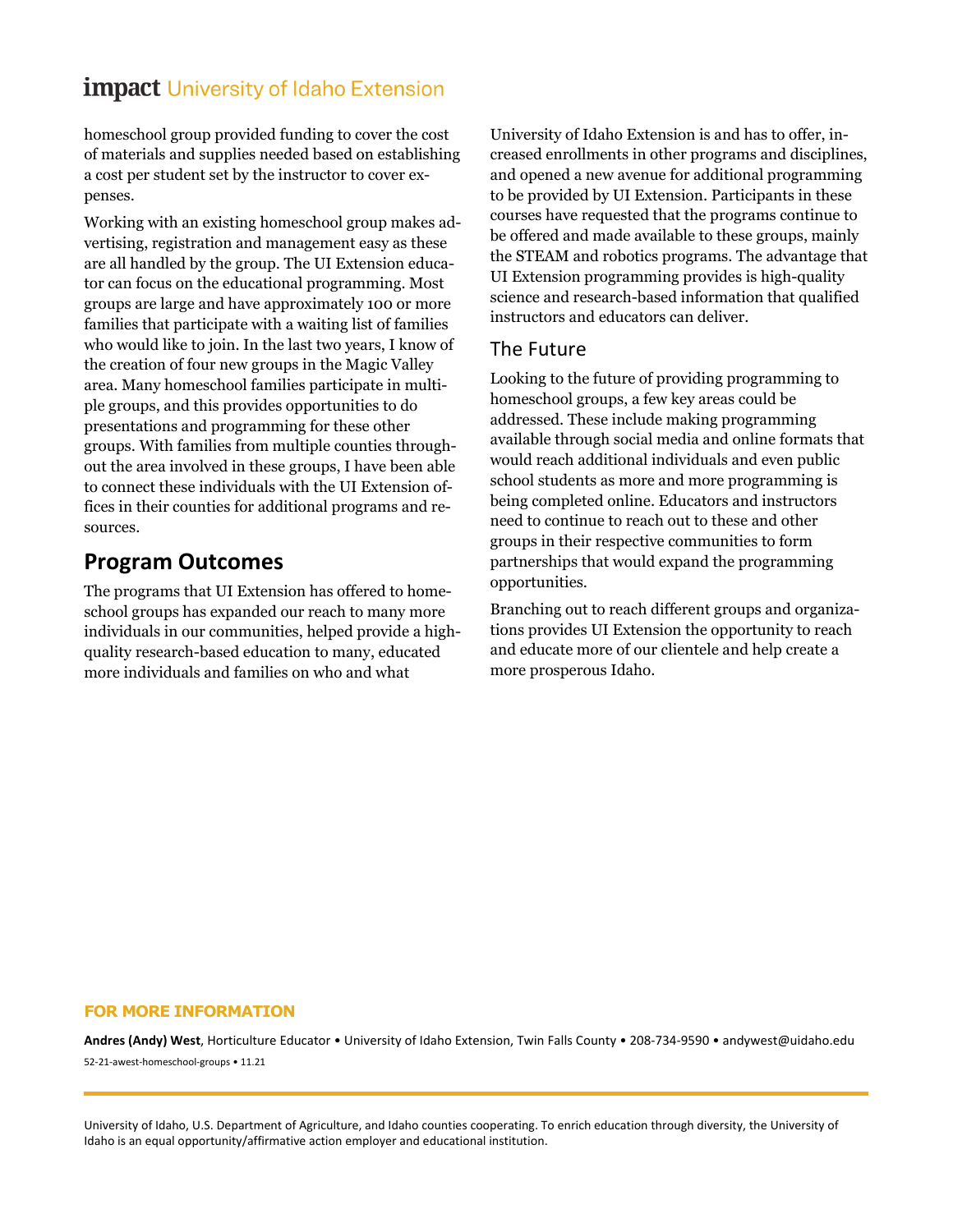homeschool group provided funding to cover the cost of materials and supplies needed based on establishing a cost per student set by the instructor to cover expenses.

Working with an existing homeschool group makes advertising, registration and management easy as these are all handled by the group. The UI Extension educator can focus on the educational programming. Most groups are large and have approximately 100 or more families that participate with a waiting list of families who would like to join. In the last two years, I know of the creation of four new groups in the Magic Valley area. Many homeschool families participate in multiple groups, and this provides opportunities to do presentations and programming for these other groups. With families from multiple counties throughout the area involved in these groups, I have been able to connect these individuals with the UI Extension offices in their counties for additional programs and resources.

## Program Outcomes

The programs that UI Extension has offered to homeschool groups has expanded our reach to many more individuals in our communities, helped provide a high-quality research-based education to many, educated more individuals and families on who and what University of Idaho Extension is and has to offer, increased enrollments in other programs and disciplines, and opened a new avenue for additional programming to be provided by UI Extension. Participants in these courses have requested that the programs continue to be offered and made available to these groups, mainly the STEAM and robotics programs. The advantage that UI Extension programming provides is high-quality science and research-based information that qualified instructors and educators can deliver.

### The Future

Looking to the future of providing programming to homeschool groups, a few key areas could be addressed. These include making programming available through social media and online formats that would reach additional individuals and even public school students as more and more programming is being completed online. Educators and instructors need to continue to reach out to these and other groups in their respective communities to form partnerships that would expand the programming opportunities.

Branching out to reach different groups and organizations provides UI Extension the opportunity to reach and educate more of our clientele and help create a more prosperous Idaho.

**FOR MORE INFORMATION**

**Andres (Andy) West**, Horticulture Educator • University of Idaho Extension, Twin Falls County • 208-734-9590 • andywest@uidaho.edu

52-21-awest-homeschool-groups • 11.21

University of Idaho, U.S. Department of Agriculture, and Idaho counties cooperating. To enrich education through diversity, the University of Idaho is an equal opportunity/affirmative action employer and educational institution.